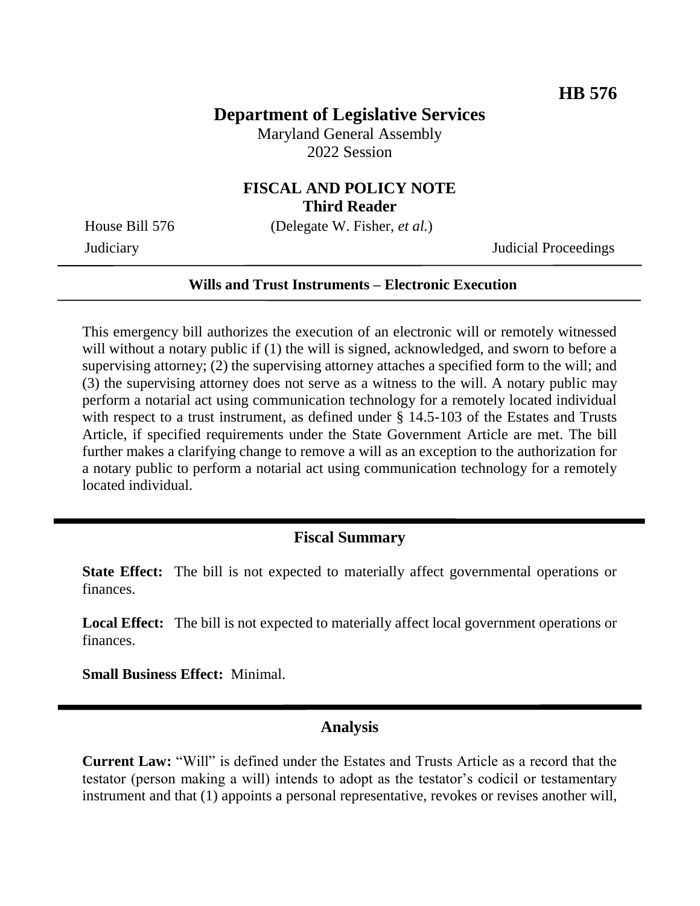**HB 576**

# Department of Legislative Services

Maryland General Assembly
2022 Session

## FISCAL AND POLICY NOTE
**Third Reader**

House Bill 576 (Delegate W. Fisher, *et al.*)
Judiciary Judicial Proceedings

**Wills and Trust Instruments – Electronic Execution**

This emergency bill authorizes the execution of an electronic will or remotely witnessed will without a notary public if (1) the will is signed, acknowledged, and sworn to before a supervising attorney; (2) the supervising attorney attaches a specified form to the will; and (3) the supervising attorney does not serve as a witness to the will. A notary public may perform a notarial act using communication technology for a remotely located individual with respect to a trust instrument, as defined under § 14.5-103 of the Estates and Trusts Article, if specified requirements under the State Government Article are met. The bill further makes a clarifying change to remove a will as an exception to the authorization for a notary public to perform a notarial act using communication technology for a remotely located individual.

## Fiscal Summary

**State Effect:** The bill is not expected to materially affect governmental operations or finances.

**Local Effect:** The bill is not expected to materially affect local government operations or finances.

**Small Business Effect:** Minimal.

## Analysis

**Current Law:** "Will" is defined under the Estates and Trusts Article as a record that the testator (person making a will) intends to adopt as the testator's codicil or testamentary instrument and that (1) appoints a personal representative, revokes or revises another will,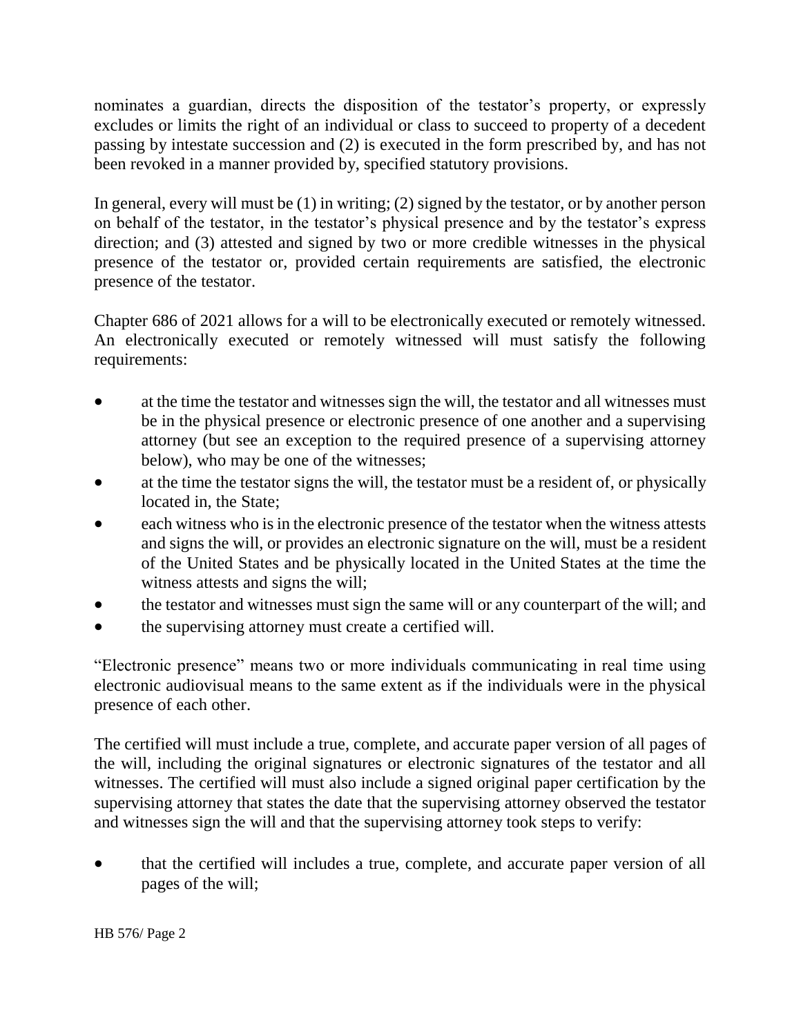nominates a guardian, directs the disposition of the testator's property, or expressly excludes or limits the right of an individual or class to succeed to property of a decedent passing by intestate succession and (2) is executed in the form prescribed by, and has not been revoked in a manner provided by, specified statutory provisions.

In general, every will must be (1) in writing; (2) signed by the testator, or by another person on behalf of the testator, in the testator's physical presence and by the testator's express direction; and (3) attested and signed by two or more credible witnesses in the physical presence of the testator or, provided certain requirements are satisfied, the electronic presence of the testator.

Chapter 686 of 2021 allows for a will to be electronically executed or remotely witnessed. An electronically executed or remotely witnessed will must satisfy the following requirements:

- at the time the testator and witnesses sign the will, the testator and all witnesses must be in the physical presence or electronic presence of one another and a supervising attorney (but see an exception to the required presence of a supervising attorney below), who may be one of the witnesses;
- at the time the testator signs the will, the testator must be a resident of, or physically located in, the State;
- each witness who is in the electronic presence of the testator when the witness attests and signs the will, or provides an electronic signature on the will, must be a resident of the United States and be physically located in the United States at the time the witness attests and signs the will;
- the testator and witnesses must sign the same will or any counterpart of the will; and
- the supervising attorney must create a certified will.

"Electronic presence" means two or more individuals communicating in real time using electronic audiovisual means to the same extent as if the individuals were in the physical presence of each other.

The certified will must include a true, complete, and accurate paper version of all pages of the will, including the original signatures or electronic signatures of the testator and all witnesses. The certified will must also include a signed original paper certification by the supervising attorney that states the date that the supervising attorney observed the testator and witnesses sign the will and that the supervising attorney took steps to verify:

- that the certified will includes a true, complete, and accurate paper version of all pages of the will;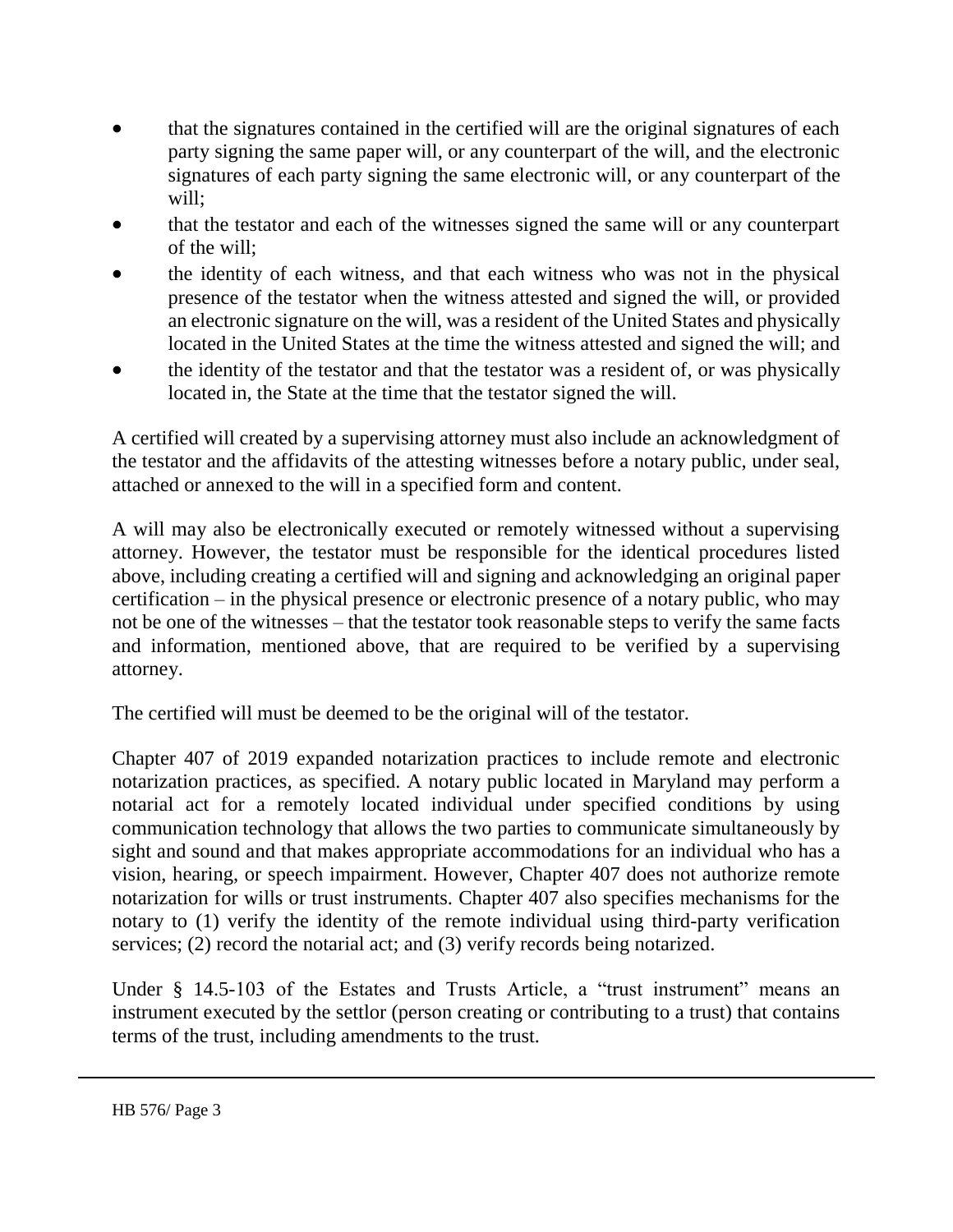- that the signatures contained in the certified will are the original signatures of each party signing the same paper will, or any counterpart of the will, and the electronic signatures of each party signing the same electronic will, or any counterpart of the will;
- that the testator and each of the witnesses signed the same will or any counterpart of the will;
- the identity of each witness, and that each witness who was not in the physical presence of the testator when the witness attested and signed the will, or provided an electronic signature on the will, was a resident of the United States and physically located in the United States at the time the witness attested and signed the will; and
- the identity of the testator and that the testator was a resident of, or was physically located in, the State at the time that the testator signed the will.

A certified will created by a supervising attorney must also include an acknowledgment of the testator and the affidavits of the attesting witnesses before a notary public, under seal, attached or annexed to the will in a specified form and content.

A will may also be electronically executed or remotely witnessed without a supervising attorney. However, the testator must be responsible for the identical procedures listed above, including creating a certified will and signing and acknowledging an original paper certification – in the physical presence or electronic presence of a notary public, who may not be one of the witnesses – that the testator took reasonable steps to verify the same facts and information, mentioned above, that are required to be verified by a supervising attorney.

The certified will must be deemed to be the original will of the testator.

Chapter 407 of 2019 expanded notarization practices to include remote and electronic notarization practices, as specified. A notary public located in Maryland may perform a notarial act for a remotely located individual under specified conditions by using communication technology that allows the two parties to communicate simultaneously by sight and sound and that makes appropriate accommodations for an individual who has a vision, hearing, or speech impairment. However, Chapter 407 does not authorize remote notarization for wills or trust instruments. Chapter 407 also specifies mechanisms for the notary to (1) verify the identity of the remote individual using third-party verification services; (2) record the notarial act; and (3) verify records being notarized.

Under § 14.5-103 of the Estates and Trusts Article, a "trust instrument" means an instrument executed by the settlor (person creating or contributing to a trust) that contains terms of the trust, including amendments to the trust.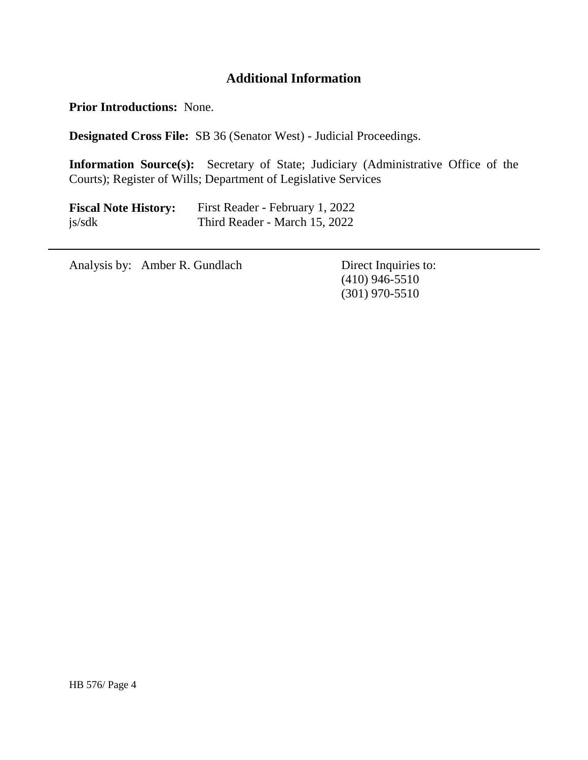## Additional Information

**Prior Introductions:** None.

**Designated Cross File:** SB 36 (Senator West) - Judicial Proceedings.

**Information Source(s):** Secretary of State; Judiciary (Administrative Office of the Courts); Register of Wills; Department of Legislative Services

| | |
|---|---|
| **Fiscal Note History:** | First Reader - February 1, 2022 |
| js/sdk | Third Reader - March 15, 2022 |

---

Analysis by: Amber R. Gundlach

Direct Inquiries to:
(410) 946-5510
(301) 970-5510